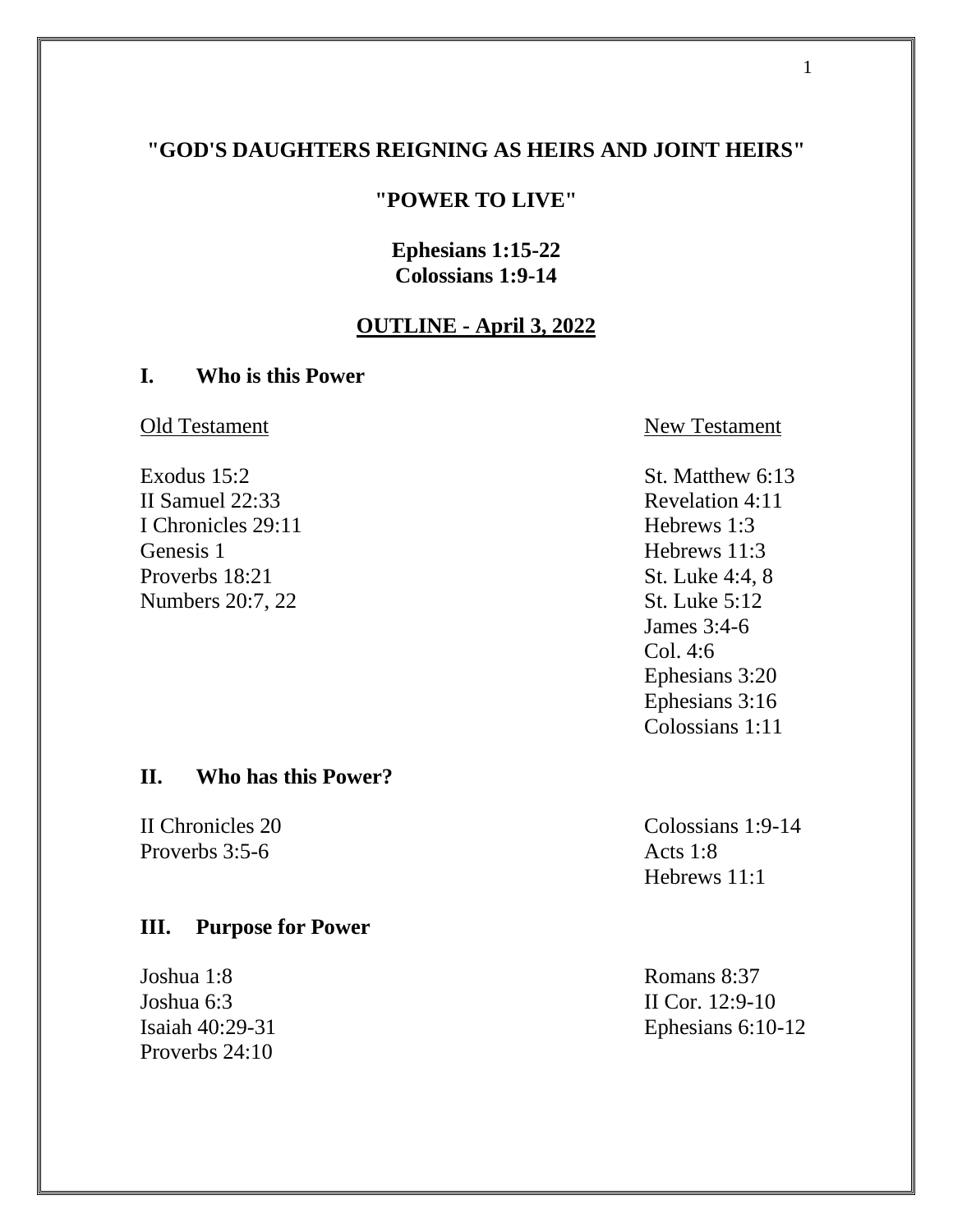# "GOD'S DAUGHTERS REIGNING AS HEIRS AND JOINT HEIRS"

## "POWER TO LIVE"

**Ephesians 1:15-22**
**Colossians 1:9-14**

**OUTLINE - April 3, 2022**

### I. Who is this Power

| Old Testament | New Testament |
|---|---|
| Exodus 15:2 | St. Matthew 6:13 |
| II Samuel 22:33 | Revelation 4:11 |
| I Chronicles 29:11 | Hebrews 1:3 |
| Genesis 1 | Hebrews 11:3 |
| Proverbs 18:21 | St. Luke 4:4, 8 |
| Numbers 20:7, 22 | St. Luke 5:12 |
| | James 3:4-6 |
| | Col. 4:6 |
| | Ephesians 3:20 |
| | Ephesians 3:16 |
| | Colossians 1:11 |

### II. Who has this Power?

| Old Testament | New Testament |
|---|---|
| II Chronicles 20 | Colossians 1:9-14 |
| Proverbs 3:5-6 | Acts 1:8 |
| | Hebrews 11:1 |

### III. Purpose for Power

| Old Testament | New Testament |
|---|---|
| Joshua 1:8 | Romans 8:37 |
| Joshua 6:3 | II Cor. 12:9-10 |
| Isaiah 40:29-31 | Ephesians 6:10-12 |
| Proverbs 24:10 | |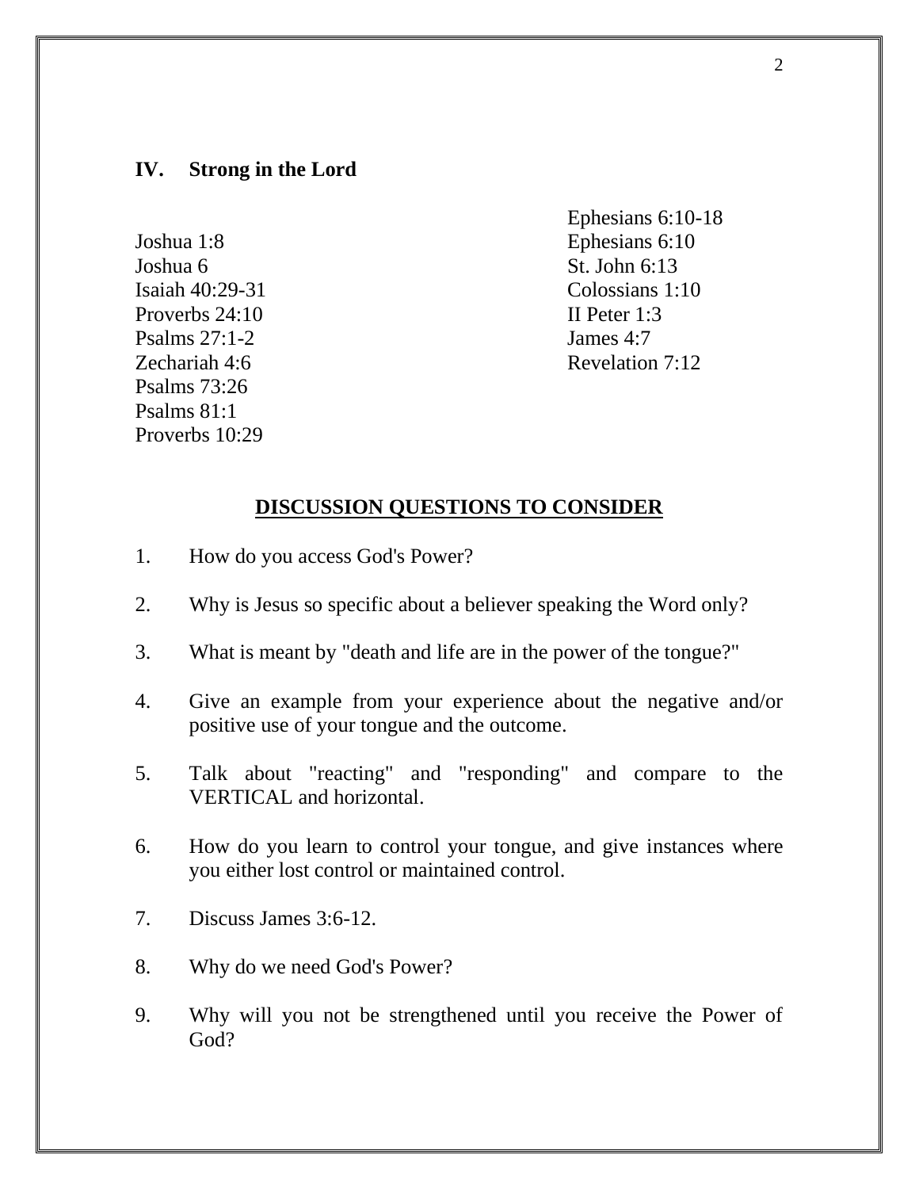## IV. Strong in the Lord

Joshua 1:8
Joshua 6
Isaiah 40:29-31
Proverbs 24:10
Psalms 27:1-2
Zechariah 4:6
Psalms 73:26
Psalms 81:1
Proverbs 10:29

Ephesians 6:10-18
Ephesians 6:10
St. John 6:13
Colossians 1:10
II Peter 1:3
James 4:7
Revelation 7:12

## DISCUSSION QUESTIONS TO CONSIDER

1. How do you access God's Power?
2. Why is Jesus so specific about a believer speaking the Word only?
3. What is meant by "death and life are in the power of the tongue?"
4. Give an example from your experience about the negative and/or positive use of your tongue and the outcome.
5. Talk about "reacting" and "responding" and compare to the VERTICAL and horizontal.
6. How do you learn to control your tongue, and give instances where you either lost control or maintained control.
7. Discuss James 3:6-12.
8. Why do we need God's Power?
9. Why will you not be strengthened until you receive the Power of God?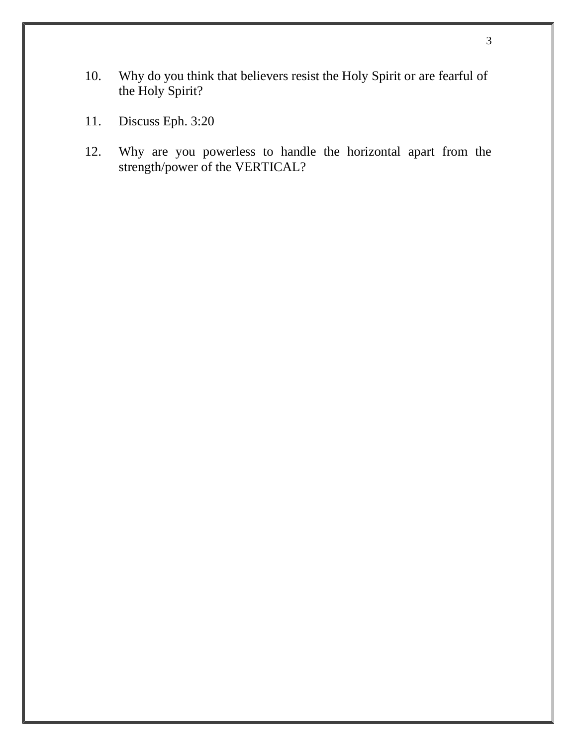10. Why do you think that believers resist the Holy Spirit or are fearful of the Holy Spirit?

11. Discuss Eph. 3:20

12. Why are you powerless to handle the horizontal apart from the strength/power of the VERTICAL?